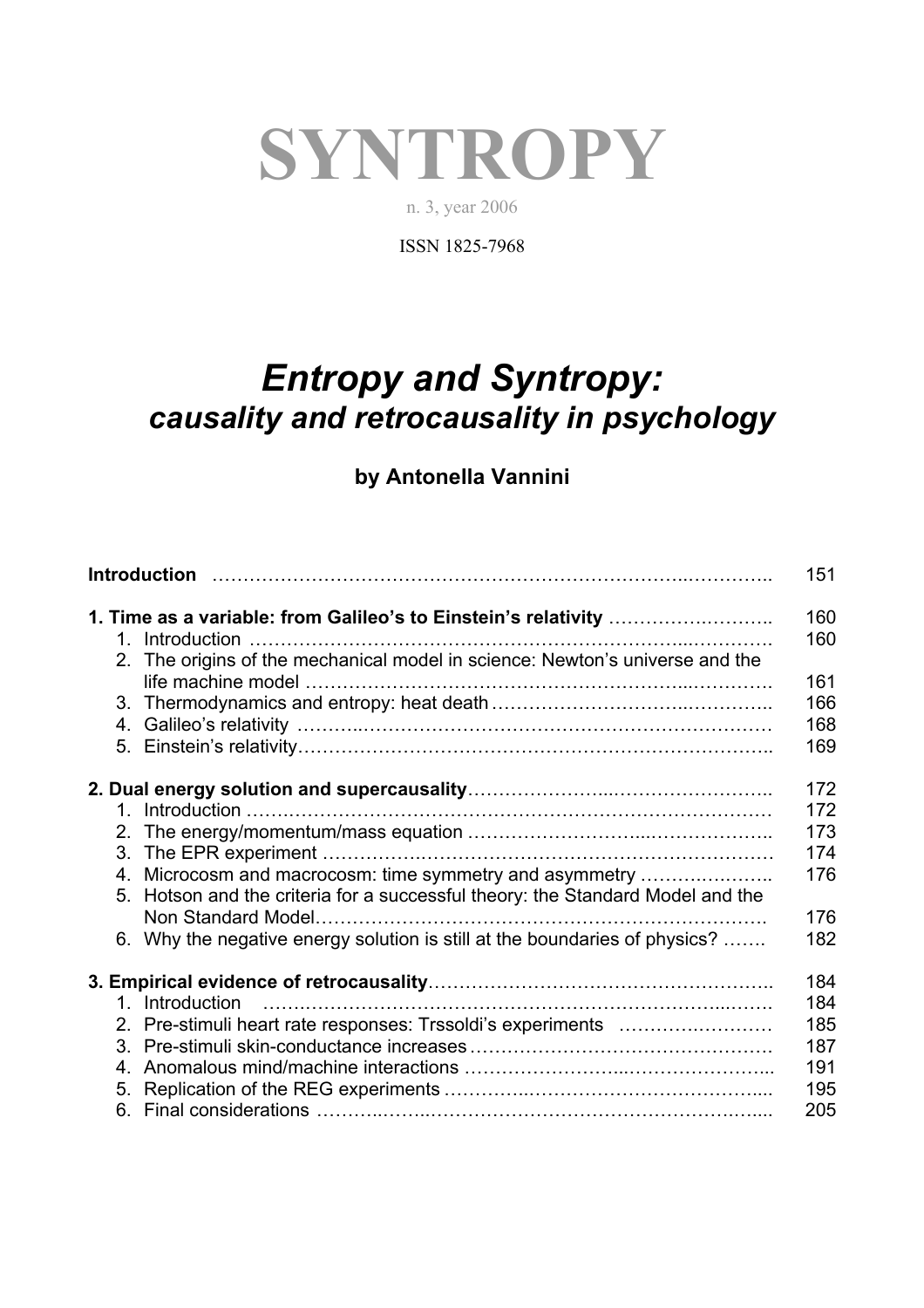# SYNTROPY

n. 3, year 2006

ISSN 1825-7968

## *Entropy and Syntropy:*
### *causality and retrocausality in psychology*

**by Antonella Vannini**

| | |
|---|---|
| **Introduction** …………………………………………………………………….………….. | 151 |
| | |
| **1. Time as a variable: from Galileo's to Einstein's relativity** ……………….……….. | 160 |
| 1. Introduction ……………………………………………………………...………… | 160 |
| 2. The origins of the mechanical model in science: Newton's universe and the life machine model ………………………………………………..………… | 161 |
| 3. Thermodynamics and entropy: heat death …………………………..………….. | 166 |
| 4. Galileo's relativity ……….……………………………………………………… | 168 |
| 5. Einstein's relativity……………………………………………………………….. | 169 |
| | |
| **2. Dual energy solution and supercausality**…………………..…………………….. | 172 |
| 1. Introduction ……………………………………………………………………… | 172 |
| 2. The energy/momentum/mass equation ………………………...……………….. | 173 |
| 3. The EPR experiment ……………….…………………………………………… | 174 |
| 4. Microcosm and macrocosm: time symmetry and asymmetry …………….…….. | 176 |
| 5. Hotson and the criteria for a successful theory: the Standard Model and the Non Standard Model………………………………………………………………. | 176 |
| 6. Why the negative energy solution is still at the boundaries of physics? ……. | 182 |
| | |
| **3. Empirical evidence of retrocausality**……………………………………………….. | 184 |
| 1. Introduction ………………………………………………………………...……. | 184 |
| 2. Pre-stimuli heart rate responses: Trssoldi's experiments ………….………… | 185 |
| 3. Pre-stimuli skin-conductance increases …………………………………………. | 187 |
| 4. Anomalous mind/machine interactions ……………………...…………………... | 191 |
| 5. Replication of the REG experiments ……………..……………………………... | 195 |
| 6. Final considerations ………..……..…………………………………………..….... | 205 |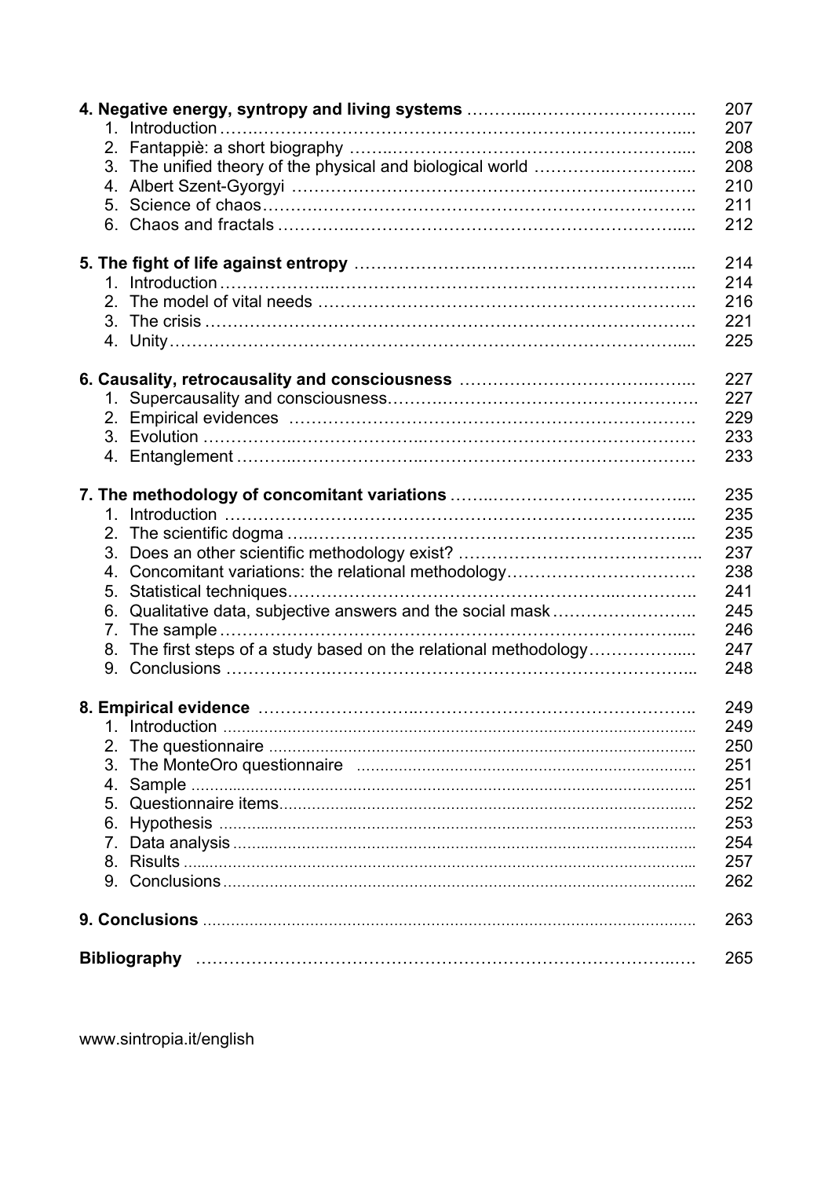| | |
|---|---|
| **4. Negative energy, syntropy and living systems** | 207 |
| 1. Introduction | 207 |
| 2. Fantappiè: a short biography | 208 |
| 3. The unified theory of the physical and biological world | 208 |
| 4. Albert Szent-Gyorgyi | 210 |
| 5. Science of chaos | 211 |
| 6. Chaos and fractals | 212 |
| **5. The fight of life against entropy** | 214 |
| 1. Introduction | 214 |
| 2. The model of vital needs | 216 |
| 3. The crisis | 221 |
| 4. Unity | 225 |
| **6. Causality, retrocausality and consciousness** | 227 |
| 1. Supercausality and consciousness | 227 |
| 2. Empirical evidences | 229 |
| 3. Evolution | 233 |
| 4. Entanglement | 233 |
| **7. The methodology of concomitant variations** | 235 |
| 1. Introduction | 235 |
| 2. The scientific dogma | 235 |
| 3. Does an other scientific methodology exist? | 237 |
| 4. Concomitant variations: the relational methodology | 238 |
| 5. Statistical techniques | 241 |
| 6. Qualitative data, subjective answers and the social mask | 245 |
| 7. The sample | 246 |
| 8. The first steps of a study based on the relational methodology | 247 |
| 9. Conclusions | 248 |
| **8. Empirical evidence** | 249 |
| 1. Introduction | 249 |
| 2. The questionnaire | 250 |
| 3. The MonteOro questionnaire | 251 |
| 4. Sample | 251 |
| 5. Questionnaire items | 252 |
| 6. Hypothesis | 253 |
| 7. Data analysis | 254 |
| 8. Risults | 257 |
| 9. Conclusions | 262 |
| **9. Conclusions** | 263 |
| **Bibliography** | 265 |

www.sintropia.it/english